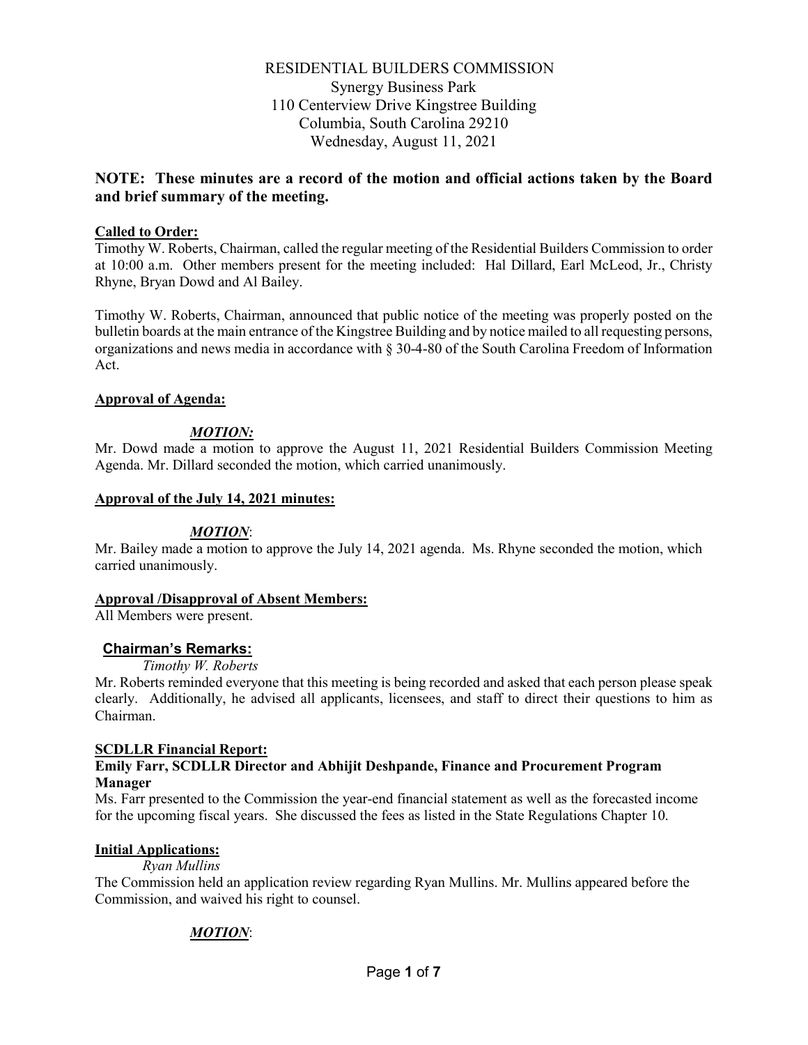# RESIDENTIAL BUILDERS COMMISSION

Synergy Business Park
110 Centerview Drive Kingstree Building
Columbia, South Carolina 29210
Wednesday, August 11, 2021

**NOTE: These minutes are a record of the motion and official actions taken by the Board and brief summary of the meeting.**

**Called to Order:**

Timothy W. Roberts, Chairman, called the regular meeting of the Residential Builders Commission to order at 10:00 a.m. Other members present for the meeting included: Hal Dillard, Earl McLeod, Jr., Christy Rhyne, Bryan Dowd and Al Bailey.

Timothy W. Roberts, Chairman, announced that public notice of the meeting was properly posted on the bulletin boards at the main entrance of the Kingstree Building and by notice mailed to all requesting persons, organizations and news media in accordance with § 30-4-80 of the South Carolina Freedom of Information Act.

**Approval of Agenda:**

***MOTION:***

Mr. Dowd made a motion to approve the August 11, 2021 Residential Builders Commission Meeting Agenda. Mr. Dillard seconded the motion, which carried unanimously.

**Approval of the July 14, 2021 minutes:**

***MOTION***:

Mr. Bailey made a motion to approve the July 14, 2021 agenda. Ms. Rhyne seconded the motion, which carried unanimously.

**Approval /Disapproval of Absent Members:**

All Members were present.

**Chairman's Remarks:**

*Timothy W. Roberts*

Mr. Roberts reminded everyone that this meeting is being recorded and asked that each person please speak clearly. Additionally, he advised all applicants, licensees, and staff to direct their questions to him as Chairman.

**SCDLLR Financial Report:**

**Emily Farr, SCDLLR Director and Abhijit Deshpande, Finance and Procurement Program Manager**

Ms. Farr presented to the Commission the year-end financial statement as well as the forecasted income for the upcoming fiscal years. She discussed the fees as listed in the State Regulations Chapter 10.

**Initial Applications:**

*Ryan Mullins*

The Commission held an application review regarding Ryan Mullins. Mr. Mullins appeared before the Commission, and waived his right to counsel.

***MOTION***: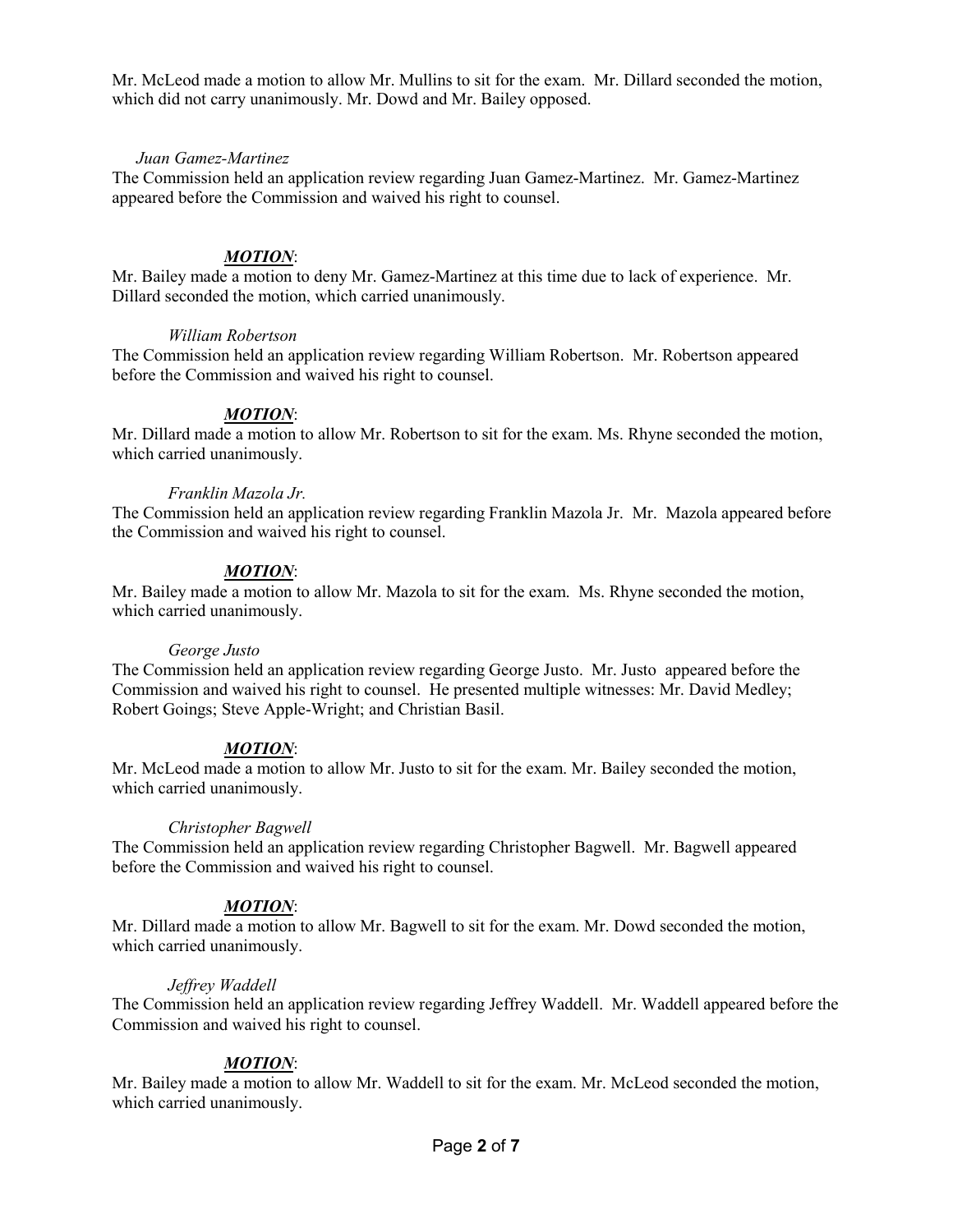Mr. McLeod made a motion to allow Mr. Mullins to sit for the exam. Mr. Dillard seconded the motion, which did not carry unanimously. Mr. Dowd and Mr. Bailey opposed.

*Juan Gamez-Martinez*

The Commission held an application review regarding Juan Gamez-Martinez. Mr. Gamez-Martinez appeared before the Commission and waived his right to counsel.

***MOTION***:

Mr. Bailey made a motion to deny Mr. Gamez-Martinez at this time due to lack of experience. Mr. Dillard seconded the motion, which carried unanimously.

*William Robertson*

The Commission held an application review regarding William Robertson. Mr. Robertson appeared before the Commission and waived his right to counsel.

***MOTION***:

Mr. Dillard made a motion to allow Mr. Robertson to sit for the exam. Ms. Rhyne seconded the motion, which carried unanimously.

*Franklin Mazola Jr.*

The Commission held an application review regarding Franklin Mazola Jr. Mr. Mazola appeared before the Commission and waived his right to counsel.

***MOTION***:

Mr. Bailey made a motion to allow Mr. Mazola to sit for the exam. Ms. Rhyne seconded the motion, which carried unanimously.

*George Justo*

The Commission held an application review regarding George Justo. Mr. Justo appeared before the Commission and waived his right to counsel. He presented multiple witnesses: Mr. David Medley; Robert Goings; Steve Apple-Wright; and Christian Basil.

***MOTION***:

Mr. McLeod made a motion to allow Mr. Justo to sit for the exam. Mr. Bailey seconded the motion, which carried unanimously.

*Christopher Bagwell*

The Commission held an application review regarding Christopher Bagwell. Mr. Bagwell appeared before the Commission and waived his right to counsel.

***MOTION***:

Mr. Dillard made a motion to allow Mr. Bagwell to sit for the exam. Mr. Dowd seconded the motion, which carried unanimously.

*Jeffrey Waddell*

The Commission held an application review regarding Jeffrey Waddell. Mr. Waddell appeared before the Commission and waived his right to counsel.

***MOTION***:

Mr. Bailey made a motion to allow Mr. Waddell to sit for the exam. Mr. McLeod seconded the motion, which carried unanimously.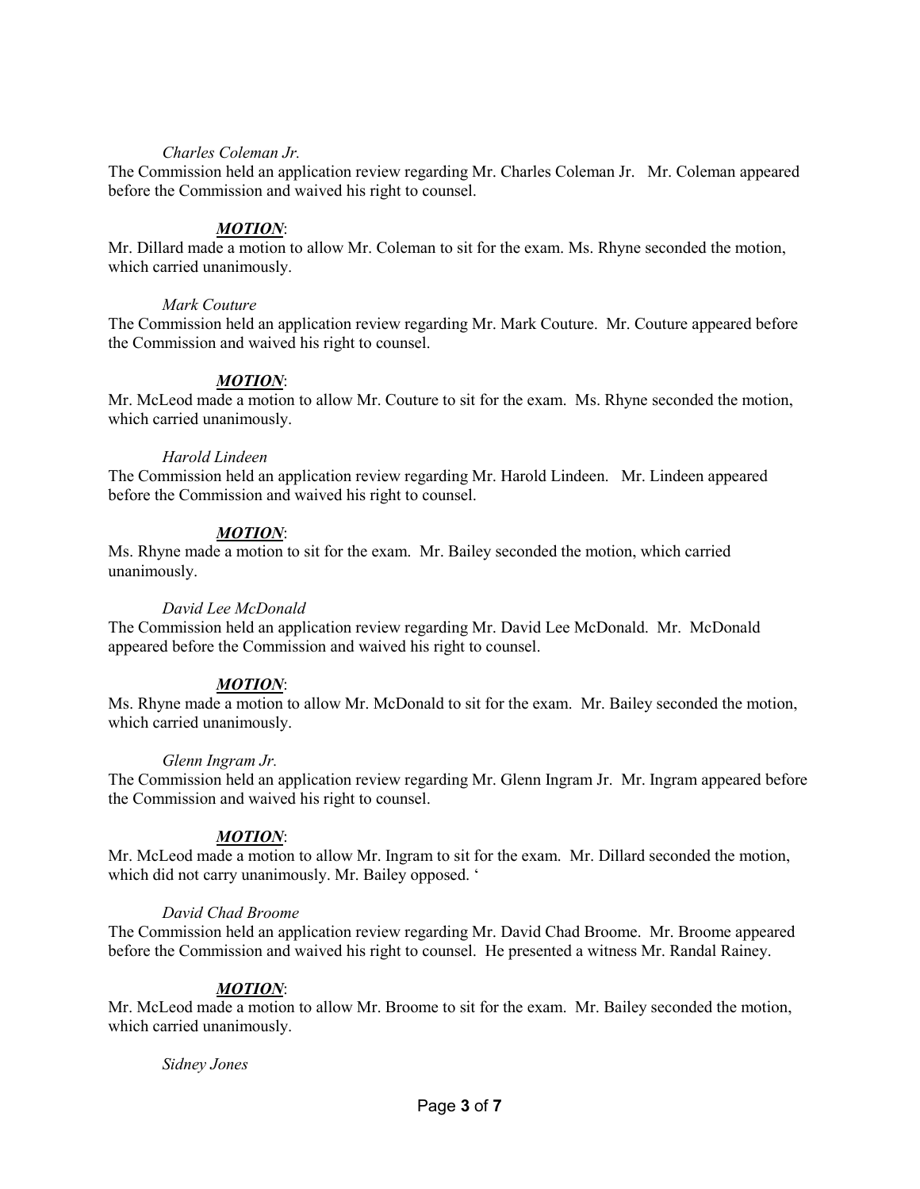*Charles Coleman Jr.*

The Commission held an application review regarding Mr. Charles Coleman Jr. Mr. Coleman appeared before the Commission and waived his right to counsel.

***MOTION***:

Mr. Dillard made a motion to allow Mr. Coleman to sit for the exam. Ms. Rhyne seconded the motion, which carried unanimously.

*Mark Couture*

The Commission held an application review regarding Mr. Mark Couture. Mr. Couture appeared before the Commission and waived his right to counsel.

***MOTION***:

Mr. McLeod made a motion to allow Mr. Couture to sit for the exam. Ms. Rhyne seconded the motion, which carried unanimously.

*Harold Lindeen*

The Commission held an application review regarding Mr. Harold Lindeen. Mr. Lindeen appeared before the Commission and waived his right to counsel.

***MOTION***:

Ms. Rhyne made a motion to sit for the exam. Mr. Bailey seconded the motion, which carried unanimously.

*David Lee McDonald*

The Commission held an application review regarding Mr. David Lee McDonald. Mr. McDonald appeared before the Commission and waived his right to counsel.

***MOTION***:

Ms. Rhyne made a motion to allow Mr. McDonald to sit for the exam. Mr. Bailey seconded the motion, which carried unanimously.

*Glenn Ingram Jr.*

The Commission held an application review regarding Mr. Glenn Ingram Jr. Mr. Ingram appeared before the Commission and waived his right to counsel.

***MOTION***:

Mr. McLeod made a motion to allow Mr. Ingram to sit for the exam. Mr. Dillard seconded the motion, which did not carry unanimously. Mr. Bailey opposed. '

*David Chad Broome*

The Commission held an application review regarding Mr. David Chad Broome. Mr. Broome appeared before the Commission and waived his right to counsel. He presented a witness Mr. Randal Rainey.

***MOTION***:

Mr. McLeod made a motion to allow Mr. Broome to sit for the exam. Mr. Bailey seconded the motion, which carried unanimously.

*Sidney Jones*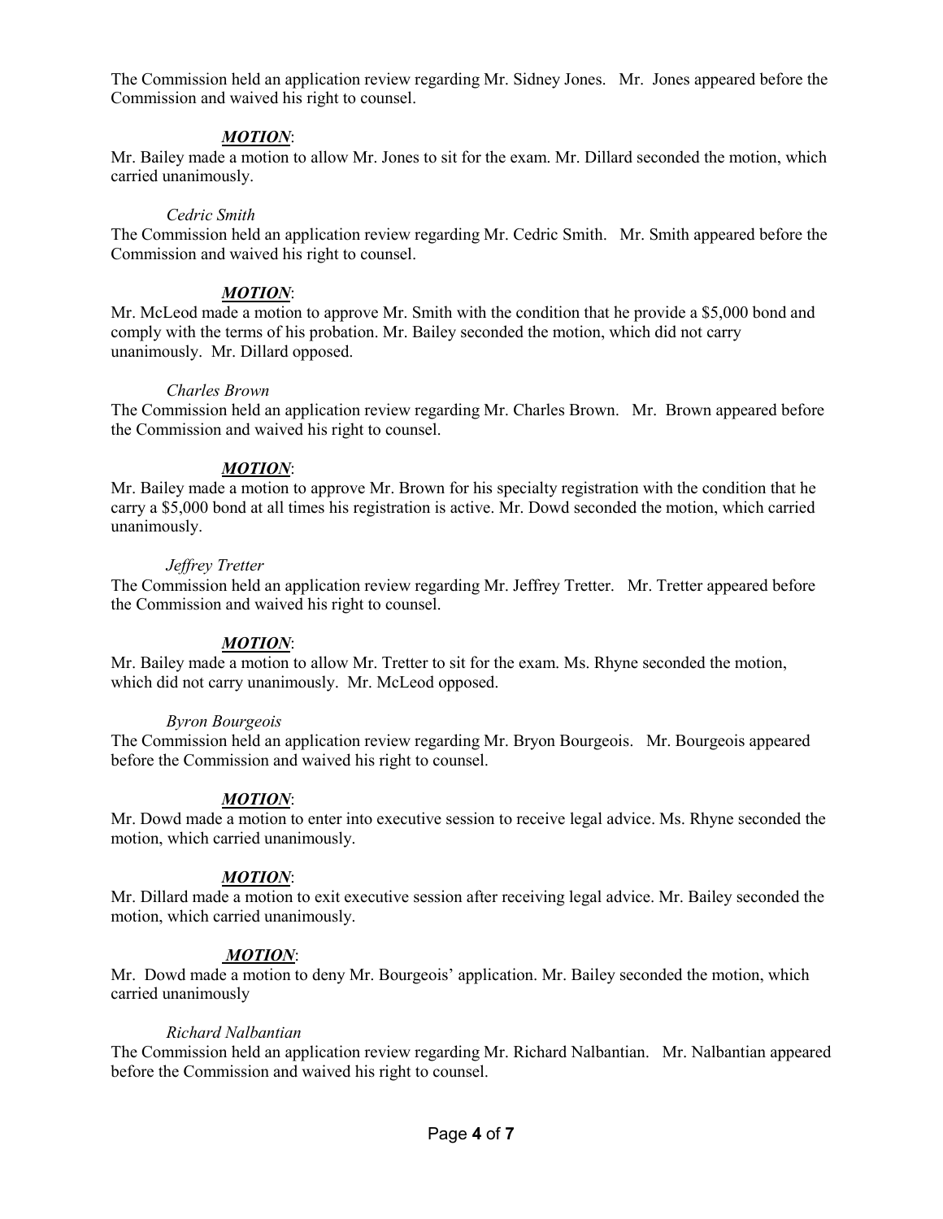The Commission held an application review regarding Mr. Sidney Jones. Mr. Jones appeared before the Commission and waived his right to counsel.

***MOTION***:
Mr. Bailey made a motion to allow Mr. Jones to sit for the exam. Mr. Dillard seconded the motion, which carried unanimously.

*Cedric Smith*

The Commission held an application review regarding Mr. Cedric Smith. Mr. Smith appeared before the Commission and waived his right to counsel.

***MOTION***:
Mr. McLeod made a motion to approve Mr. Smith with the condition that he provide a $5,000 bond and comply with the terms of his probation. Mr. Bailey seconded the motion, which did not carry unanimously. Mr. Dillard opposed.

*Charles Brown*

The Commission held an application review regarding Mr. Charles Brown. Mr. Brown appeared before the Commission and waived his right to counsel.

***MOTION***:
Mr. Bailey made a motion to approve Mr. Brown for his specialty registration with the condition that he carry a $5,000 bond at all times his registration is active. Mr. Dowd seconded the motion, which carried unanimously.

*Jeffrey Tretter*

The Commission held an application review regarding Mr. Jeffrey Tretter. Mr. Tretter appeared before the Commission and waived his right to counsel.

***MOTION***:
Mr. Bailey made a motion to allow Mr. Tretter to sit for the exam. Ms. Rhyne seconded the motion, which did not carry unanimously. Mr. McLeod opposed.

*Byron Bourgeois*

The Commission held an application review regarding Mr. Bryon Bourgeois. Mr. Bourgeois appeared before the Commission and waived his right to counsel.

***MOTION***:
Mr. Dowd made a motion to enter into executive session to receive legal advice. Ms. Rhyne seconded the motion, which carried unanimously.

***MOTION***:
Mr. Dillard made a motion to exit executive session after receiving legal advice. Mr. Bailey seconded the motion, which carried unanimously.

***MOTION***:
Mr. Dowd made a motion to deny Mr. Bourgeois' application. Mr. Bailey seconded the motion, which carried unanimously

*Richard Nalbantian*

The Commission held an application review regarding Mr. Richard Nalbantian. Mr. Nalbantian appeared before the Commission and waived his right to counsel.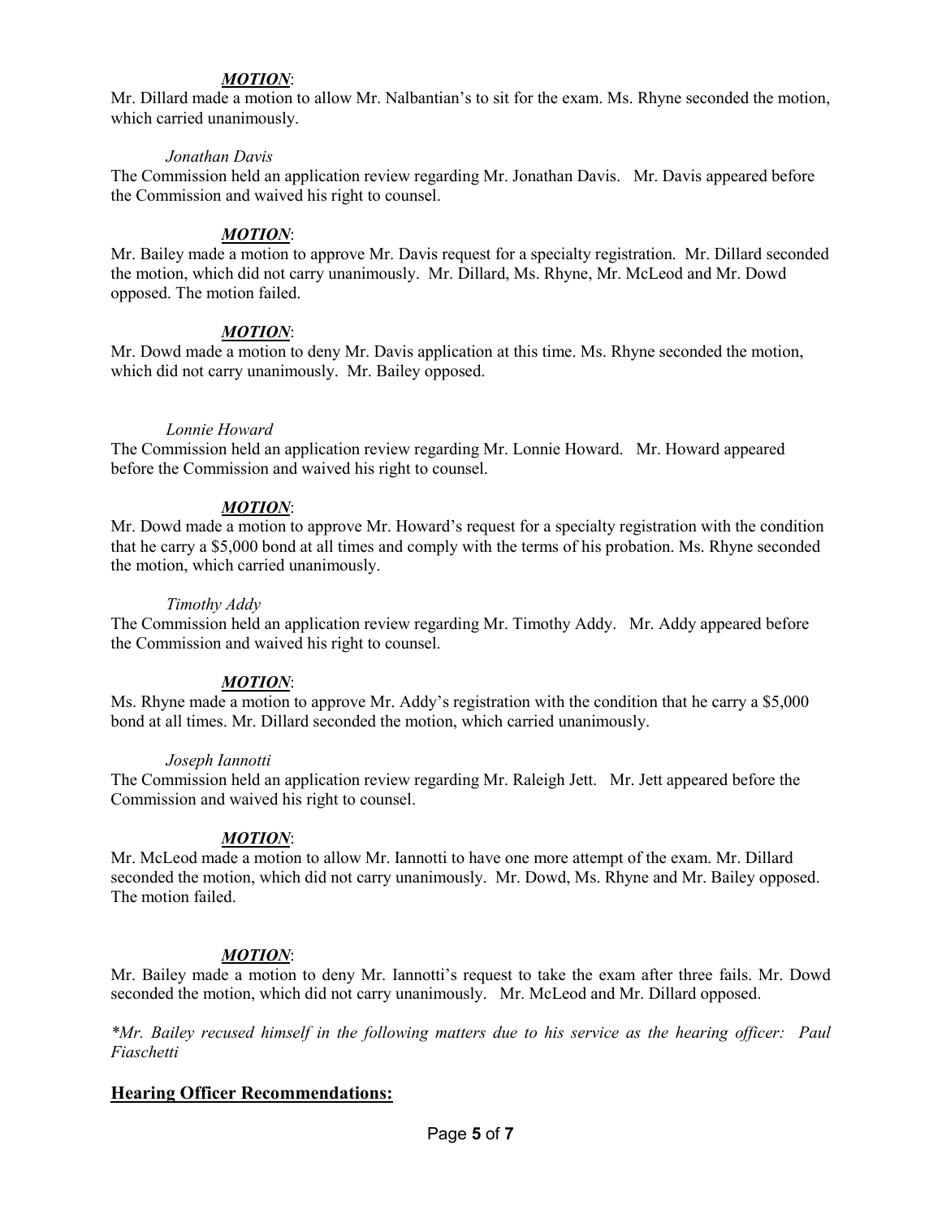***MOTION***:
Mr. Dillard made a motion to allow Mr. Nalbantian's to sit for the exam. Ms. Rhyne seconded the motion, which carried unanimously.

*Jonathan Davis*

The Commission held an application review regarding Mr. Jonathan Davis. Mr. Davis appeared before the Commission and waived his right to counsel.

***MOTION***:
Mr. Bailey made a motion to approve Mr. Davis request for a specialty registration. Mr. Dillard seconded the motion, which did not carry unanimously. Mr. Dillard, Ms. Rhyne, Mr. McLeod and Mr. Dowd opposed. The motion failed.

***MOTION***:
Mr. Dowd made a motion to deny Mr. Davis application at this time. Ms. Rhyne seconded the motion, which did not carry unanimously. Mr. Bailey opposed.

*Lonnie Howard*

The Commission held an application review regarding Mr. Lonnie Howard. Mr. Howard appeared before the Commission and waived his right to counsel.

***MOTION***:
Mr. Dowd made a motion to approve Mr. Howard's request for a specialty registration with the condition that he carry a $5,000 bond at all times and comply with the terms of his probation. Ms. Rhyne seconded the motion, which carried unanimously.

*Timothy Addy*

The Commission held an application review regarding Mr. Timothy Addy. Mr. Addy appeared before the Commission and waived his right to counsel.

***MOTION***:
Ms. Rhyne made a motion to approve Mr. Addy's registration with the condition that he carry a $5,000 bond at all times. Mr. Dillard seconded the motion, which carried unanimously.

*Joseph Iannotti*

The Commission held an application review regarding Mr. Raleigh Jett. Mr. Jett appeared before the Commission and waived his right to counsel.

***MOTION***:
Mr. McLeod made a motion to allow Mr. Iannotti to have one more attempt of the exam. Mr. Dillard seconded the motion, which did not carry unanimously. Mr. Dowd, Ms. Rhyne and Mr. Bailey opposed. The motion failed.

***MOTION***:
Mr. Bailey made a motion to deny Mr. Iannotti's request to take the exam after three fails. Mr. Dowd seconded the motion, which did not carry unanimously. Mr. McLeod and Mr. Dillard opposed.

*\*Mr. Bailey recused himself in the following matters due to his service as the hearing officer: Paul Fiaschetti*

## **Hearing Officer Recommendations:**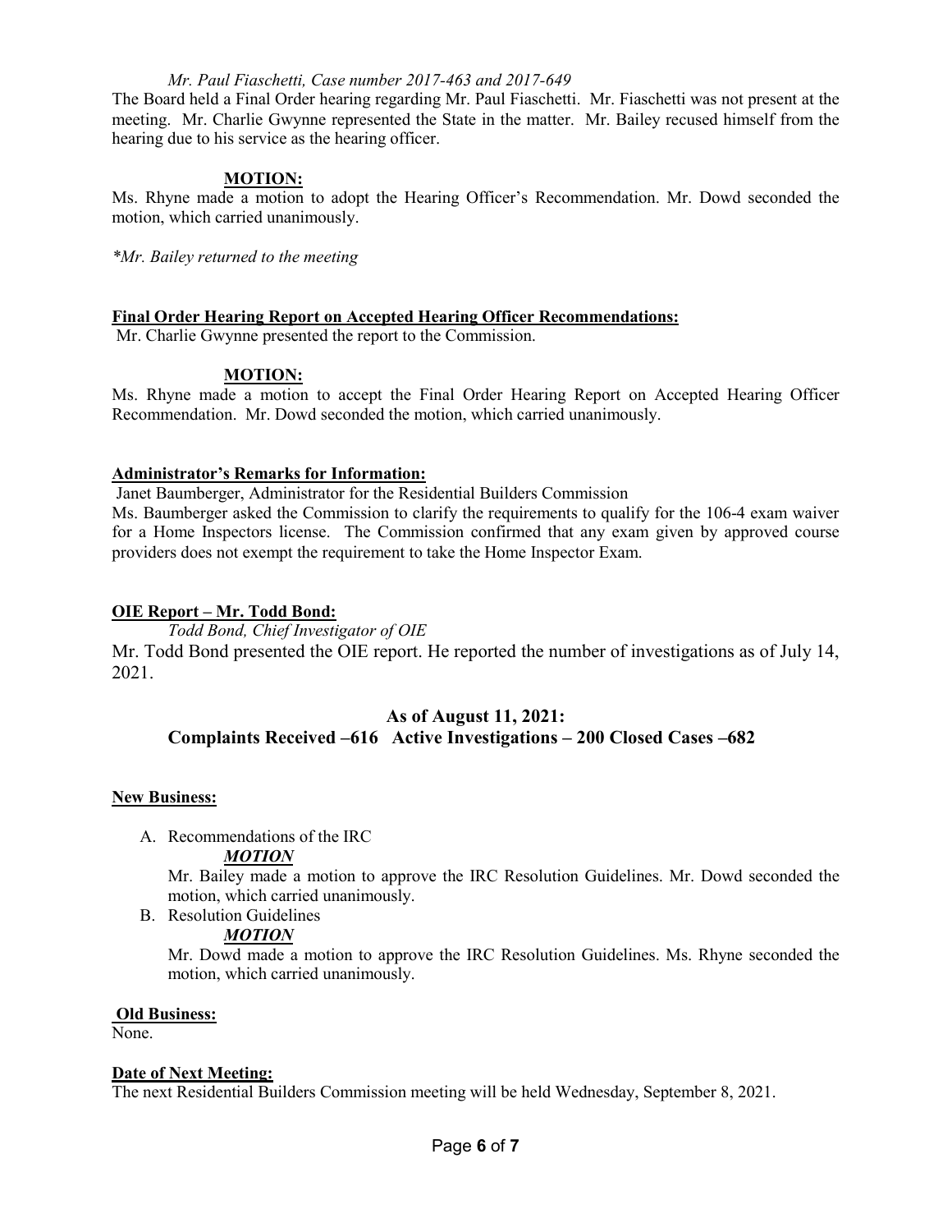*Mr. Paul Fiaschetti, Case number 2017-463 and 2017-649*

The Board held a Final Order hearing regarding Mr. Paul Fiaschetti. Mr. Fiaschetti was not present at the meeting. Mr. Charlie Gwynne represented the State in the matter. Mr. Bailey recused himself from the hearing due to his service as the hearing officer.

**MOTION:**

Ms. Rhyne made a motion to adopt the Hearing Officer's Recommendation. Mr. Dowd seconded the motion, which carried unanimously.

*\*Mr. Bailey returned to the meeting*

**Final Order Hearing Report on Accepted Hearing Officer Recommendations:**

Mr. Charlie Gwynne presented the report to the Commission.

**MOTION:**

Ms. Rhyne made a motion to accept the Final Order Hearing Report on Accepted Hearing Officer Recommendation. Mr. Dowd seconded the motion, which carried unanimously.

**Administrator's Remarks for Information:**

Janet Baumberger, Administrator for the Residential Builders Commission

Ms. Baumberger asked the Commission to clarify the requirements to qualify for the 106-4 exam waiver for a Home Inspectors license. The Commission confirmed that any exam given by approved course providers does not exempt the requirement to take the Home Inspector Exam.

**OIE Report – Mr. Todd Bond:**

*Todd Bond, Chief Investigator of OIE*

Mr. Todd Bond presented the OIE report. He reported the number of investigations as of July 14, 2021.

**As of August 11, 2021:**

**Complaints Received –616 Active Investigations – 200 Closed Cases –682**

**New Business:**

A. Recommendations of the IRC

***MOTION***

Mr. Bailey made a motion to approve the IRC Resolution Guidelines. Mr. Dowd seconded the motion, which carried unanimously.

B. Resolution Guidelines

***MOTION***

Mr. Dowd made a motion to approve the IRC Resolution Guidelines. Ms. Rhyne seconded the motion, which carried unanimously.

**Old Business:**

None.

**Date of Next Meeting:**

The next Residential Builders Commission meeting will be held Wednesday, September 8, 2021.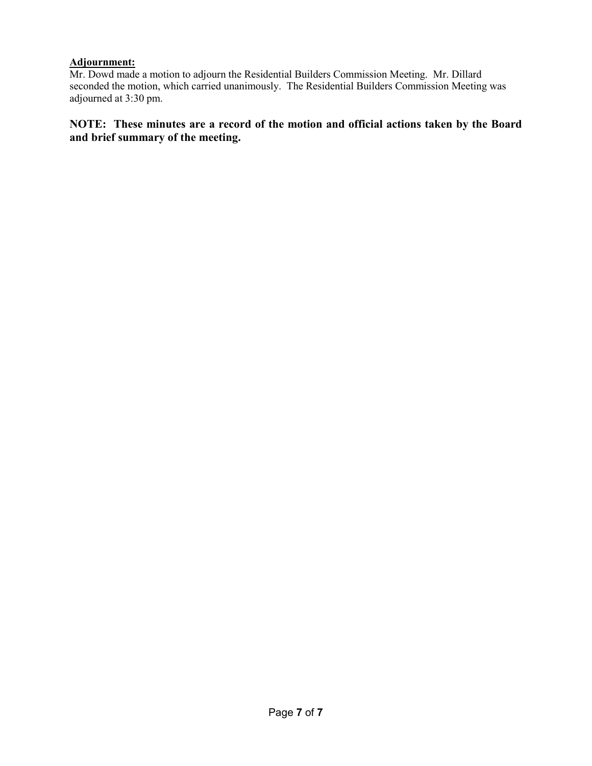**Adjournment:**

Mr. Dowd made a motion to adjourn the Residential Builders Commission Meeting. Mr. Dillard seconded the motion, which carried unanimously. The Residential Builders Commission Meeting was adjourned at 3:30 pm.

**NOTE: These minutes are a record of the motion and official actions taken by the Board and brief summary of the meeting.**